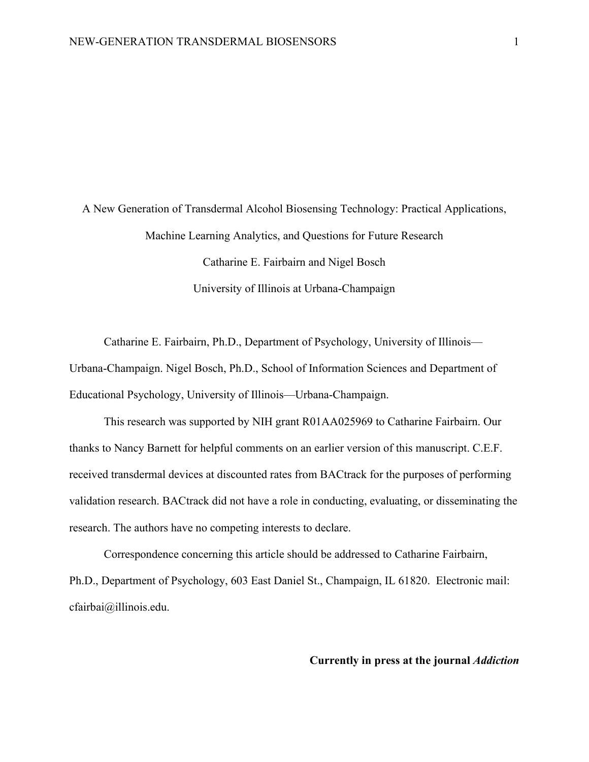# A New Generation of Transdermal Alcohol Biosensing Technology: Practical Applications, Machine Learning Analytics, and Questions for Future Research

Catharine E. Fairbairn and Nigel Bosch

University of Illinois at Urbana-Champaign

Catharine E. Fairbairn, Ph.D., Department of Psychology, University of Illinois—Urbana-Champaign. Nigel Bosch, Ph.D., School of Information Sciences and Department of Educational Psychology, University of Illinois—Urbana-Champaign.

This research was supported by NIH grant R01AA025969 to Catharine Fairbairn. Our thanks to Nancy Barnett for helpful comments on an earlier version of this manuscript. C.E.F. received transdermal devices at discounted rates from BACtrack for the purposes of performing validation research. BACtrack did not have a role in conducting, evaluating, or disseminating the research. The authors have no competing interests to declare.

Correspondence concerning this article should be addressed to Catharine Fairbairn, Ph.D., Department of Psychology, 603 East Daniel St., Champaign, IL 61820. Electronic mail: cfairbai@illinois.edu.

**Currently in press at the journal *Addiction***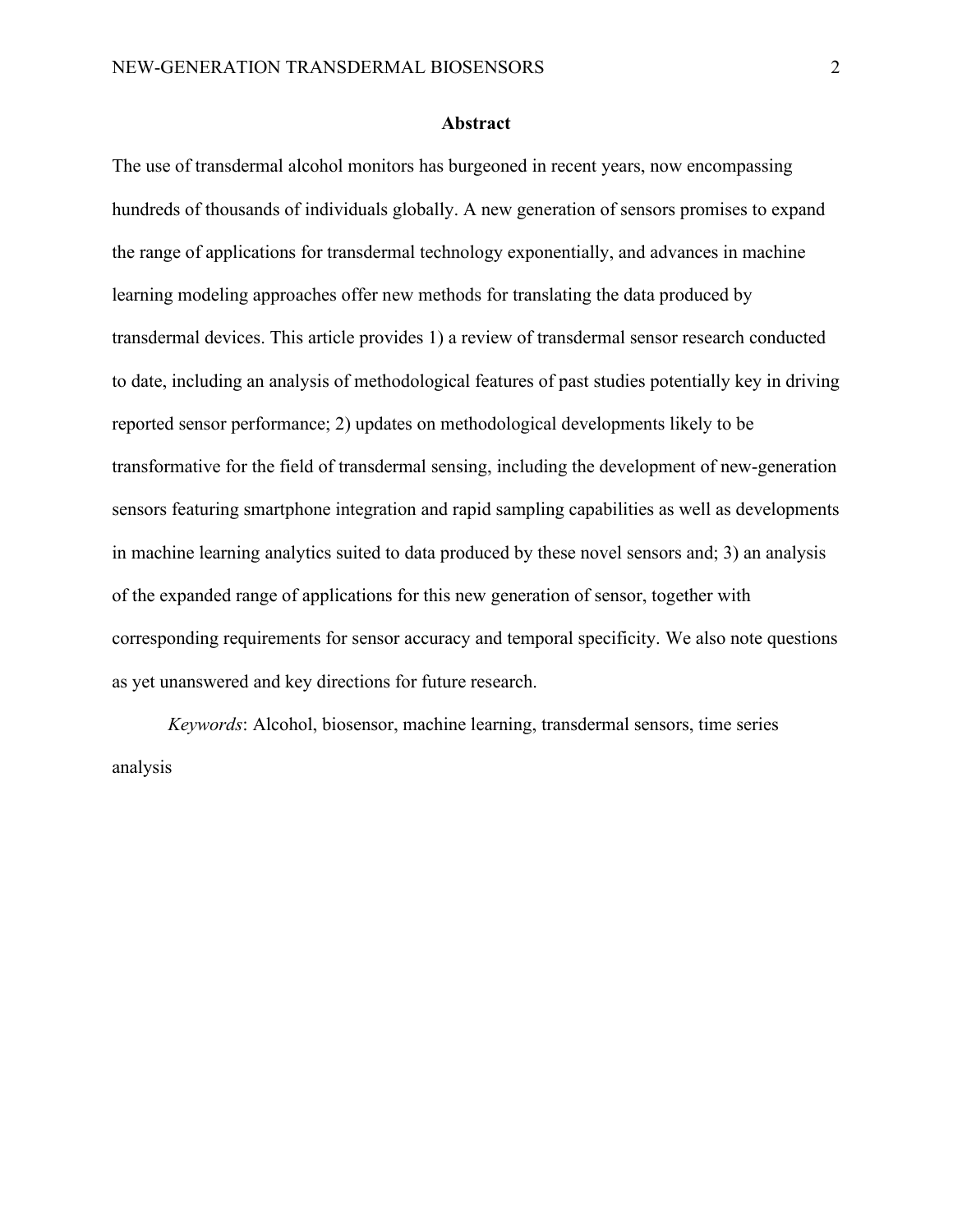## Abstract

The use of transdermal alcohol monitors has burgeoned in recent years, now encompassing hundreds of thousands of individuals globally. A new generation of sensors promises to expand the range of applications for transdermal technology exponentially, and advances in machine learning modeling approaches offer new methods for translating the data produced by transdermal devices. This article provides 1) a review of transdermal sensor research conducted to date, including an analysis of methodological features of past studies potentially key in driving reported sensor performance; 2) updates on methodological developments likely to be transformative for the field of transdermal sensing, including the development of new-generation sensors featuring smartphone integration and rapid sampling capabilities as well as developments in machine learning analytics suited to data produced by these novel sensors and; 3) an analysis of the expanded range of applications for this new generation of sensor, together with corresponding requirements for sensor accuracy and temporal specificity. We also note questions as yet unanswered and key directions for future research.

*Keywords*: Alcohol, biosensor, machine learning, transdermal sensors, time series analysis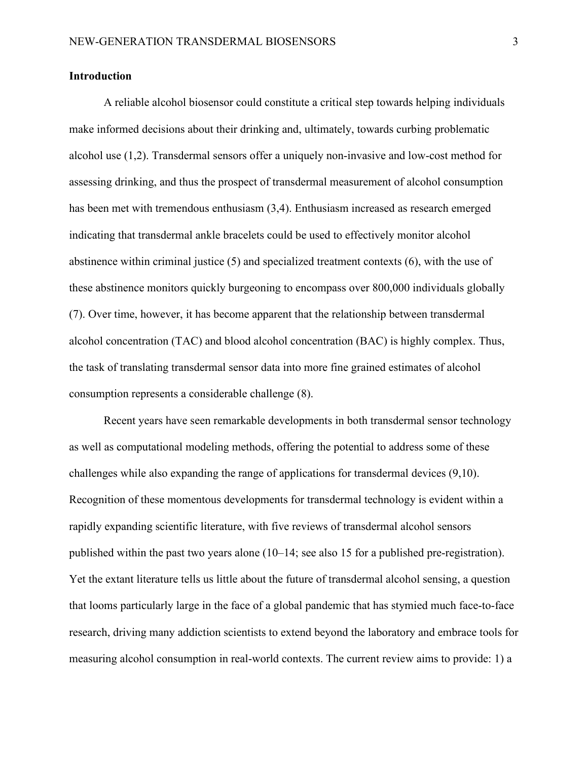## Introduction

A reliable alcohol biosensor could constitute a critical step towards helping individuals make informed decisions about their drinking and, ultimately, towards curbing problematic alcohol use (1,2). Transdermal sensors offer a uniquely non-invasive and low-cost method for assessing drinking, and thus the prospect of transdermal measurement of alcohol consumption has been met with tremendous enthusiasm (3,4). Enthusiasm increased as research emerged indicating that transdermal ankle bracelets could be used to effectively monitor alcohol abstinence within criminal justice (5) and specialized treatment contexts (6), with the use of these abstinence monitors quickly burgeoning to encompass over 800,000 individuals globally (7). Over time, however, it has become apparent that the relationship between transdermal alcohol concentration (TAC) and blood alcohol concentration (BAC) is highly complex. Thus, the task of translating transdermal sensor data into more fine grained estimates of alcohol consumption represents a considerable challenge (8).

Recent years have seen remarkable developments in both transdermal sensor technology as well as computational modeling methods, offering the potential to address some of these challenges while also expanding the range of applications for transdermal devices (9,10). Recognition of these momentous developments for transdermal technology is evident within a rapidly expanding scientific literature, with five reviews of transdermal alcohol sensors published within the past two years alone (10–14; see also 15 for a published pre-registration). Yet the extant literature tells us little about the future of transdermal alcohol sensing, a question that looms particularly large in the face of a global pandemic that has stymied much face-to-face research, driving many addiction scientists to extend beyond the laboratory and embrace tools for measuring alcohol consumption in real-world contexts. The current review aims to provide: 1) a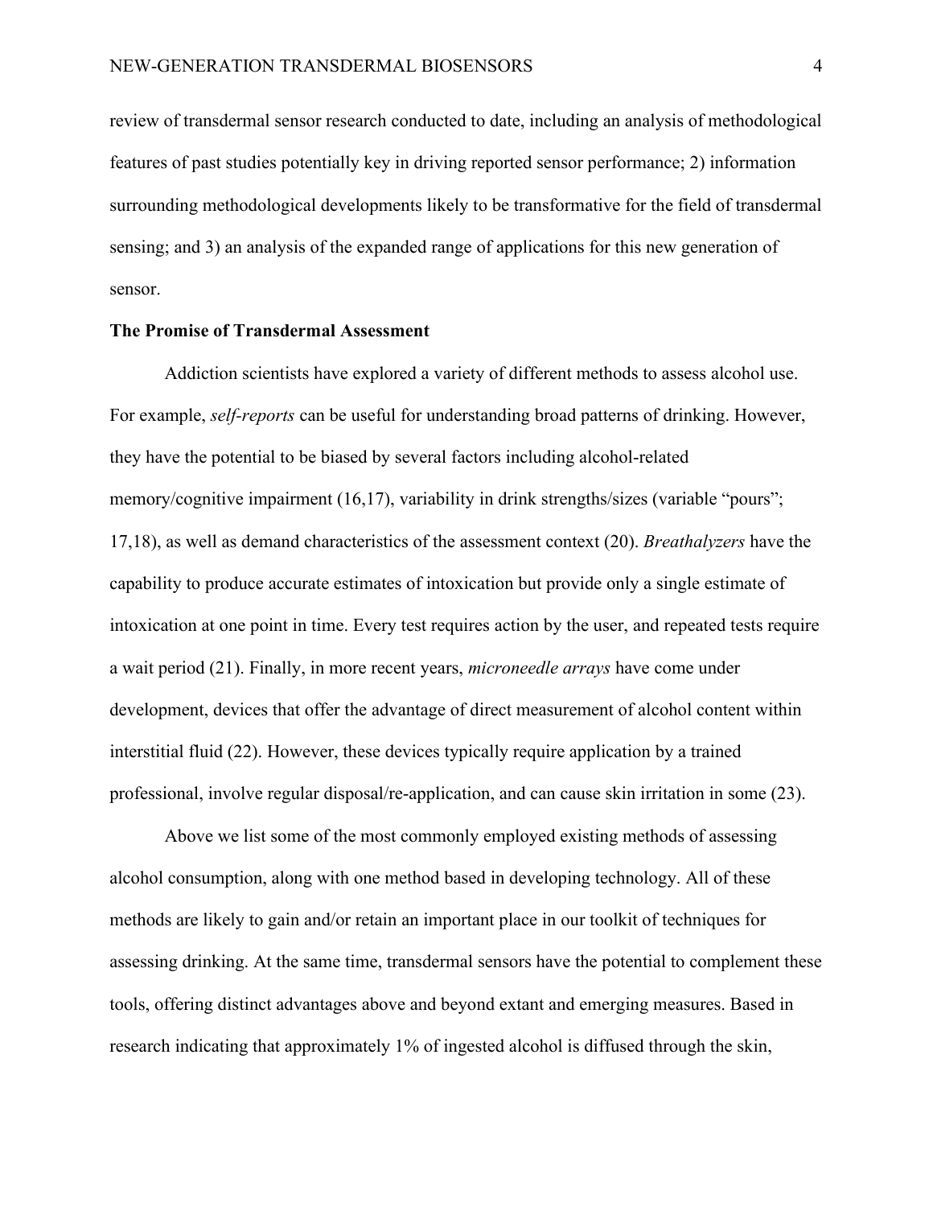review of transdermal sensor research conducted to date, including an analysis of methodological features of past studies potentially key in driving reported sensor performance; 2) information surrounding methodological developments likely to be transformative for the field of transdermal sensing; and 3) an analysis of the expanded range of applications for this new generation of sensor.

**The Promise of Transdermal Assessment**

Addiction scientists have explored a variety of different methods to assess alcohol use. For example, *self-reports* can be useful for understanding broad patterns of drinking. However, they have the potential to be biased by several factors including alcohol-related memory/cognitive impairment (16,17), variability in drink strengths/sizes (variable "pours"; 17,18), as well as demand characteristics of the assessment context (20). *Breathalyzers* have the capability to produce accurate estimates of intoxication but provide only a single estimate of intoxication at one point in time. Every test requires action by the user, and repeated tests require a wait period (21). Finally, in more recent years, *microneedle arrays* have come under development, devices that offer the advantage of direct measurement of alcohol content within interstitial fluid (22). However, these devices typically require application by a trained professional, involve regular disposal/re-application, and can cause skin irritation in some (23).

Above we list some of the most commonly employed existing methods of assessing alcohol consumption, along with one method based in developing technology. All of these methods are likely to gain and/or retain an important place in our toolkit of techniques for assessing drinking. At the same time, transdermal sensors have the potential to complement these tools, offering distinct advantages above and beyond extant and emerging measures. Based in research indicating that approximately 1% of ingested alcohol is diffused through the skin,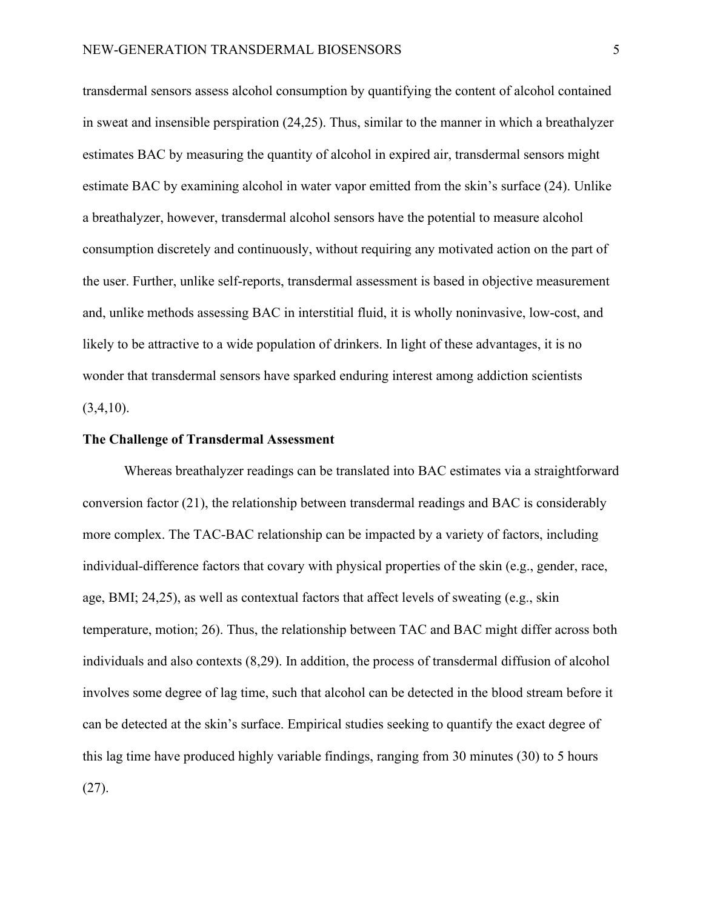transdermal sensors assess alcohol consumption by quantifying the content of alcohol contained in sweat and insensible perspiration (24,25). Thus, similar to the manner in which a breathalyzer estimates BAC by measuring the quantity of alcohol in expired air, transdermal sensors might estimate BAC by examining alcohol in water vapor emitted from the skin's surface (24). Unlike a breathalyzer, however, transdermal alcohol sensors have the potential to measure alcohol consumption discretely and continuously, without requiring any motivated action on the part of the user. Further, unlike self-reports, transdermal assessment is based in objective measurement and, unlike methods assessing BAC in interstitial fluid, it is wholly noninvasive, low-cost, and likely to be attractive to a wide population of drinkers. In light of these advantages, it is no wonder that transdermal sensors have sparked enduring interest among addiction scientists (3,4,10).

## The Challenge of Transdermal Assessment

Whereas breathalyzer readings can be translated into BAC estimates via a straightforward conversion factor (21), the relationship between transdermal readings and BAC is considerably more complex. The TAC-BAC relationship can be impacted by a variety of factors, including individual-difference factors that covary with physical properties of the skin (e.g., gender, race, age, BMI; 24,25), as well as contextual factors that affect levels of sweating (e.g., skin temperature, motion; 26). Thus, the relationship between TAC and BAC might differ across both individuals and also contexts (8,29). In addition, the process of transdermal diffusion of alcohol involves some degree of lag time, such that alcohol can be detected in the blood stream before it can be detected at the skin's surface. Empirical studies seeking to quantify the exact degree of this lag time have produced highly variable findings, ranging from 30 minutes (30) to 5 hours (27).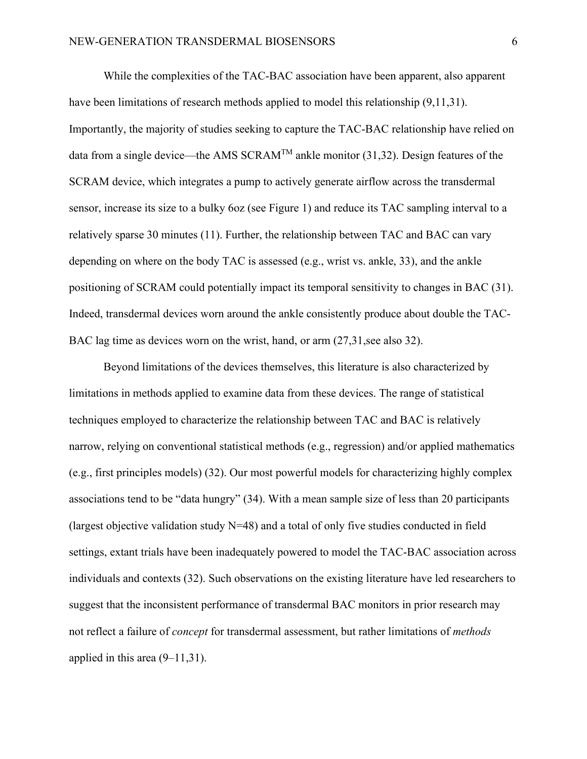While the complexities of the TAC-BAC association have been apparent, also apparent have been limitations of research methods applied to model this relationship (9,11,31). Importantly, the majority of studies seeking to capture the TAC-BAC relationship have relied on data from a single device—the AMS SCRAM[TM] ankle monitor (31,32). Design features of the SCRAM device, which integrates a pump to actively generate airflow across the transdermal sensor, increase its size to a bulky 6oz (see Figure 1) and reduce its TAC sampling interval to a relatively sparse 30 minutes (11). Further, the relationship between TAC and BAC can vary depending on where on the body TAC is assessed (e.g., wrist vs. ankle, 33), and the ankle positioning of SCRAM could potentially impact its temporal sensitivity to changes in BAC (31). Indeed, transdermal devices worn around the ankle consistently produce about double the TAC-BAC lag time as devices worn on the wrist, hand, or arm (27,31,see also 32).

Beyond limitations of the devices themselves, this literature is also characterized by limitations in methods applied to examine data from these devices. The range of statistical techniques employed to characterize the relationship between TAC and BAC is relatively narrow, relying on conventional statistical methods (e.g., regression) and/or applied mathematics (e.g., first principles models) (32). Our most powerful models for characterizing highly complex associations tend to be "data hungry" (34). With a mean sample size of less than 20 participants (largest objective validation study N=48) and a total of only five studies conducted in field settings, extant trials have been inadequately powered to model the TAC-BAC association across individuals and contexts (32). Such observations on the existing literature have led researchers to suggest that the inconsistent performance of transdermal BAC monitors in prior research may not reflect a failure of *concept* for transdermal assessment, but rather limitations of *methods* applied in this area (9–11,31).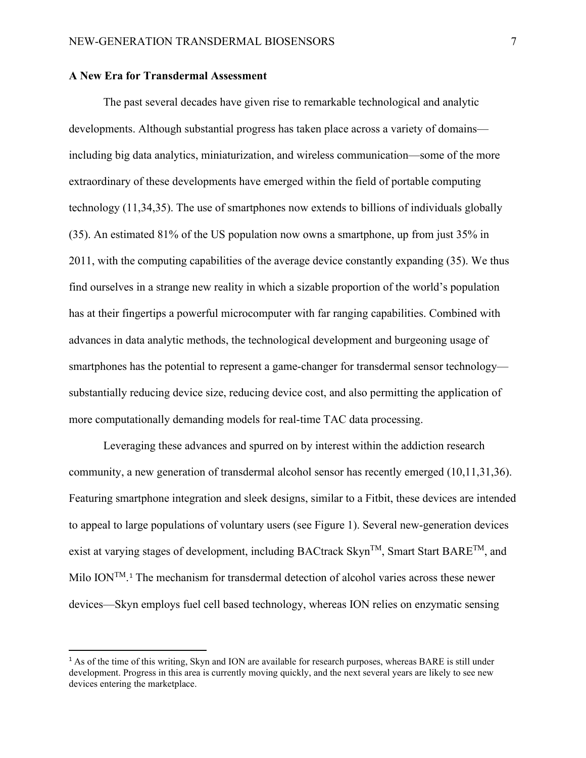## A New Era for Transdermal Assessment

The past several decades have given rise to remarkable technological and analytic developments. Although substantial progress has taken place across a variety of domains—including big data analytics, miniaturization, and wireless communication—some of the more extraordinary of these developments have emerged within the field of portable computing technology (11,34,35). The use of smartphones now extends to billions of individuals globally (35). An estimated 81% of the US population now owns a smartphone, up from just 35% in 2011, with the computing capabilities of the average device constantly expanding (35). We thus find ourselves in a strange new reality in which a sizable proportion of the world's population has at their fingertips a powerful microcomputer with far ranging capabilities. Combined with advances in data analytic methods, the technological development and burgeoning usage of smartphones has the potential to represent a game-changer for transdermal sensor technology—substantially reducing device size, reducing device cost, and also permitting the application of more computationally demanding models for real-time TAC data processing.

Leveraging these advances and spurred on by interest within the addiction research community, a new generation of transdermal alcohol sensor has recently emerged (10,11,31,36). Featuring smartphone integration and sleek designs, similar to a Fitbit, these devices are intended to appeal to large populations of voluntary users (see Figure 1). Several new-generation devices exist at varying stages of development, including BACtrack Skyn™, Smart Start BARE™, and Milo ION™.[1] The mechanism for transdermal detection of alcohol varies across these newer devices—Skyn employs fuel cell based technology, whereas ION relies on enzymatic sensing

[1] As of the time of this writing, Skyn and ION are available for research purposes, whereas BARE is still under development. Progress in this area is currently moving quickly, and the next several years are likely to see new devices entering the marketplace.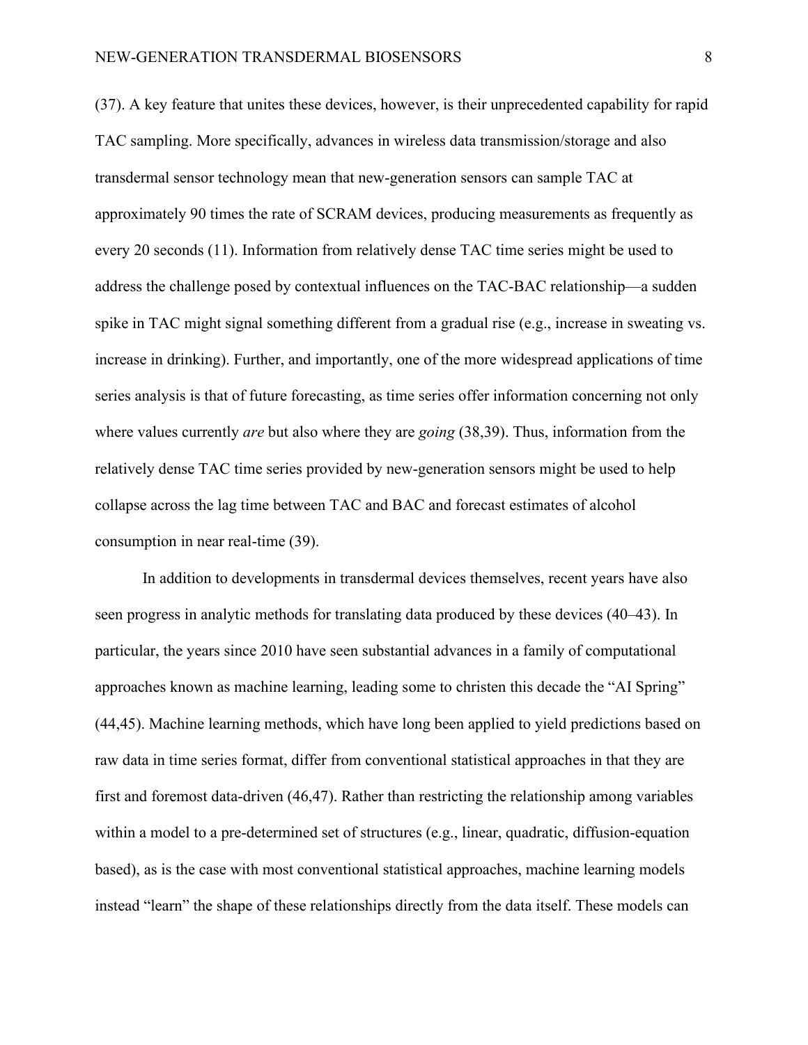(37). A key feature that unites these devices, however, is their unprecedented capability for rapid TAC sampling. More specifically, advances in wireless data transmission/storage and also transdermal sensor technology mean that new-generation sensors can sample TAC at approximately 90 times the rate of SCRAM devices, producing measurements as frequently as every 20 seconds (11). Information from relatively dense TAC time series might be used to address the challenge posed by contextual influences on the TAC-BAC relationship—a sudden spike in TAC might signal something different from a gradual rise (e.g., increase in sweating vs. increase in drinking). Further, and importantly, one of the more widespread applications of time series analysis is that of future forecasting, as time series offer information concerning not only where values currently *are* but also where they are *going* (38,39). Thus, information from the relatively dense TAC time series provided by new-generation sensors might be used to help collapse across the lag time between TAC and BAC and forecast estimates of alcohol consumption in near real-time (39).

In addition to developments in transdermal devices themselves, recent years have also seen progress in analytic methods for translating data produced by these devices (40–43). In particular, the years since 2010 have seen substantial advances in a family of computational approaches known as machine learning, leading some to christen this decade the "AI Spring" (44,45). Machine learning methods, which have long been applied to yield predictions based on raw data in time series format, differ from conventional statistical approaches in that they are first and foremost data-driven (46,47). Rather than restricting the relationship among variables within a model to a pre-determined set of structures (e.g., linear, quadratic, diffusion-equation based), as is the case with most conventional statistical approaches, machine learning models instead "learn" the shape of these relationships directly from the data itself. These models can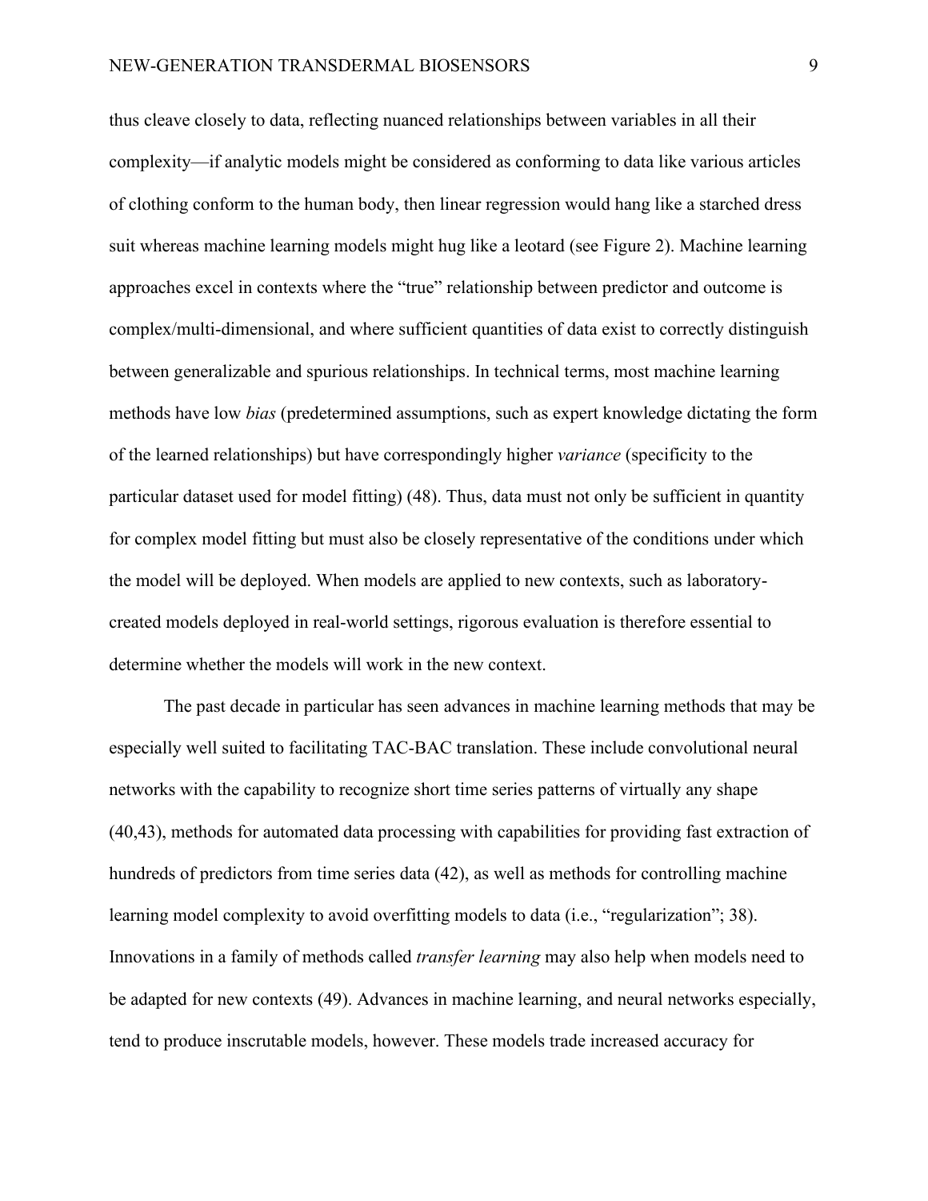thus cleave closely to data, reflecting nuanced relationships between variables in all their complexity—if analytic models might be considered as conforming to data like various articles of clothing conform to the human body, then linear regression would hang like a starched dress suit whereas machine learning models might hug like a leotard (see Figure 2). Machine learning approaches excel in contexts where the "true" relationship between predictor and outcome is complex/multi-dimensional, and where sufficient quantities of data exist to correctly distinguish between generalizable and spurious relationships. In technical terms, most machine learning methods have low *bias* (predetermined assumptions, such as expert knowledge dictating the form of the learned relationships) but have correspondingly higher *variance* (specificity to the particular dataset used for model fitting) (48). Thus, data must not only be sufficient in quantity for complex model fitting but must also be closely representative of the conditions under which the model will be deployed. When models are applied to new contexts, such as laboratory-created models deployed in real-world settings, rigorous evaluation is therefore essential to determine whether the models will work in the new context.

The past decade in particular has seen advances in machine learning methods that may be especially well suited to facilitating TAC-BAC translation. These include convolutional neural networks with the capability to recognize short time series patterns of virtually any shape (40,43), methods for automated data processing with capabilities for providing fast extraction of hundreds of predictors from time series data (42), as well as methods for controlling machine learning model complexity to avoid overfitting models to data (i.e., "regularization"; 38). Innovations in a family of methods called *transfer learning* may also help when models need to be adapted for new contexts (49). Advances in machine learning, and neural networks especially, tend to produce inscrutable models, however. These models trade increased accuracy for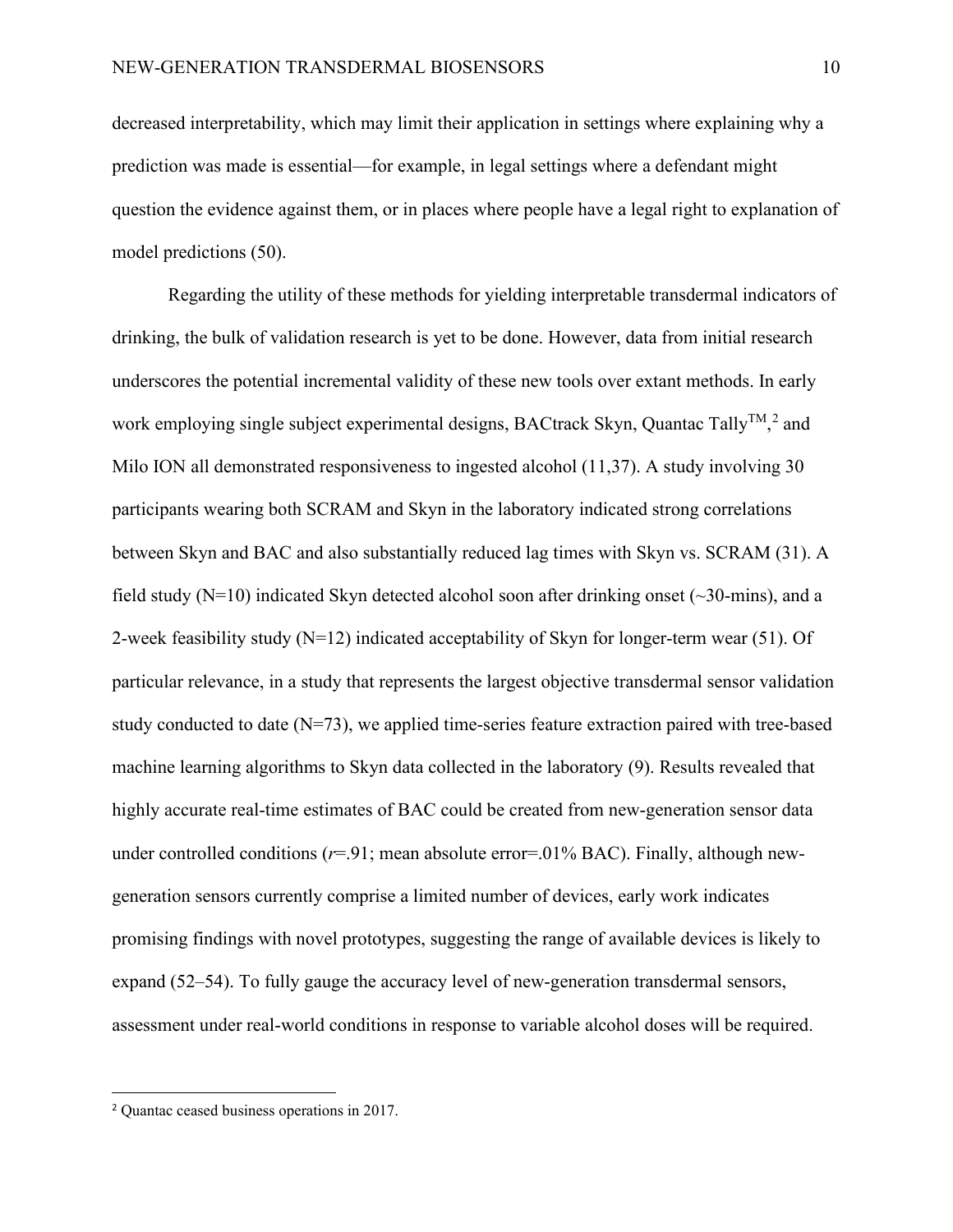decreased interpretability, which may limit their application in settings where explaining why a prediction was made is essential—for example, in legal settings where a defendant might question the evidence against them, or in places where people have a legal right to explanation of model predictions (50).

Regarding the utility of these methods for yielding interpretable transdermal indicators of drinking, the bulk of validation research is yet to be done. However, data from initial research underscores the potential incremental validity of these new tools over extant methods. In early work employing single subject experimental designs, BACtrack Skyn, Quantac Tally™,[2] and Milo ION all demonstrated responsiveness to ingested alcohol (11,37). A study involving 30 participants wearing both SCRAM and Skyn in the laboratory indicated strong correlations between Skyn and BAC and also substantially reduced lag times with Skyn vs. SCRAM (31). A field study (N=10) indicated Skyn detected alcohol soon after drinking onset (~30-mins), and a 2-week feasibility study (N=12) indicated acceptability of Skyn for longer-term wear (51). Of particular relevance, in a study that represents the largest objective transdermal sensor validation study conducted to date (N=73), we applied time-series feature extraction paired with tree-based machine learning algorithms to Skyn data collected in the laboratory (9). Results revealed that highly accurate real-time estimates of BAC could be created from new-generation sensor data under controlled conditions ($r$=.91; mean absolute error=.01% BAC). Finally, although new-generation sensors currently comprise a limited number of devices, early work indicates promising findings with novel prototypes, suggesting the range of available devices is likely to expand (52–54). To fully gauge the accuracy level of new-generation transdermal sensors, assessment under real-world conditions in response to variable alcohol doses will be required.

[2] Quantac ceased business operations in 2017.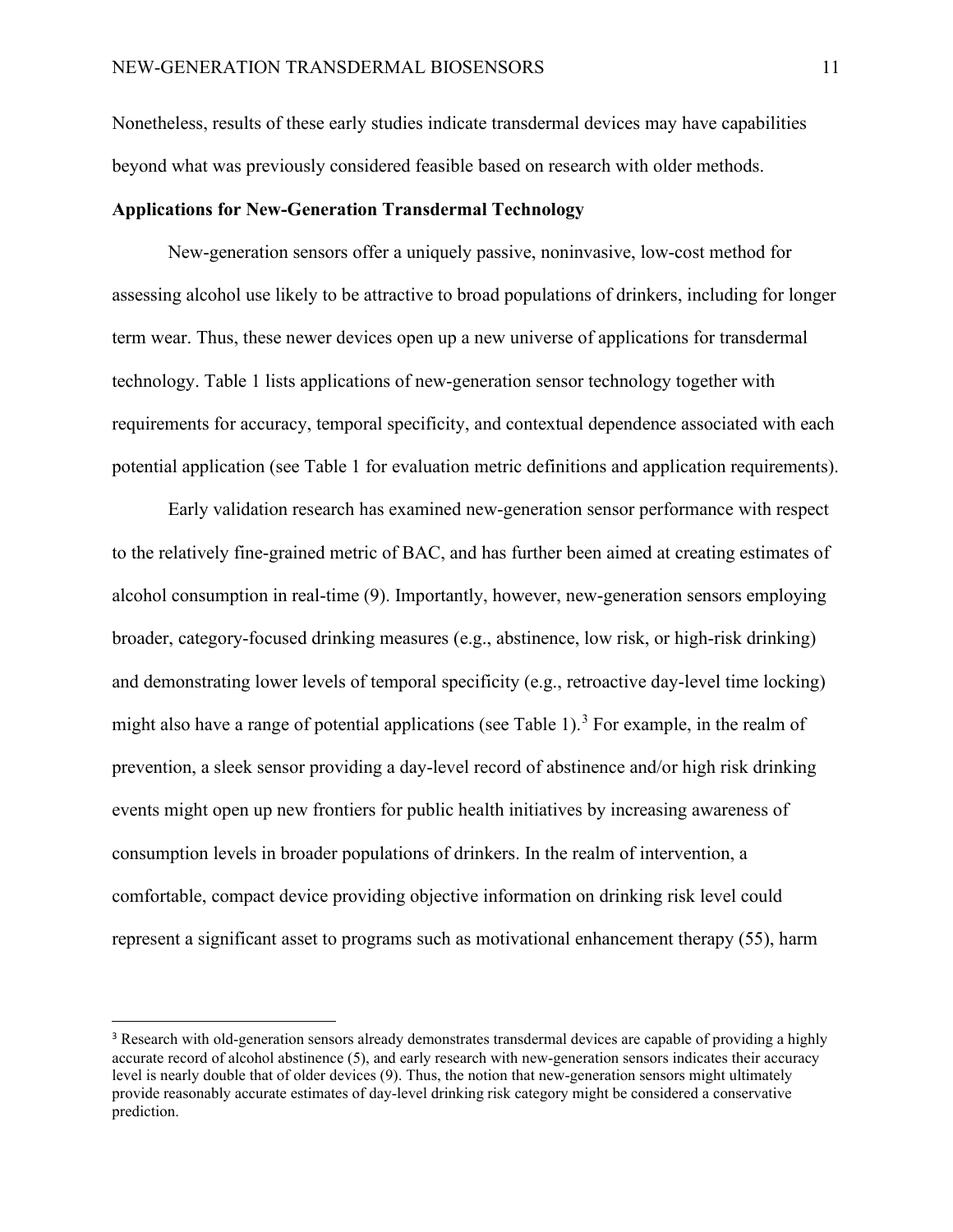Nonetheless, results of these early studies indicate transdermal devices may have capabilities beyond what was previously considered feasible based on research with older methods.

## Applications for New-Generation Transdermal Technology

New-generation sensors offer a uniquely passive, noninvasive, low-cost method for assessing alcohol use likely to be attractive to broad populations of drinkers, including for longer term wear. Thus, these newer devices open up a new universe of applications for transdermal technology. Table 1 lists applications of new-generation sensor technology together with requirements for accuracy, temporal specificity, and contextual dependence associated with each potential application (see Table 1 for evaluation metric definitions and application requirements).

Early validation research has examined new-generation sensor performance with respect to the relatively fine-grained metric of BAC, and has further been aimed at creating estimates of alcohol consumption in real-time (9). Importantly, however, new-generation sensors employing broader, category-focused drinking measures (e.g., abstinence, low risk, or high-risk drinking) and demonstrating lower levels of temporal specificity (e.g., retroactive day-level time locking) might also have a range of potential applications (see Table 1).[3] For example, in the realm of prevention, a sleek sensor providing a day-level record of abstinence and/or high risk drinking events might open up new frontiers for public health initiatives by increasing awareness of consumption levels in broader populations of drinkers. In the realm of intervention, a comfortable, compact device providing objective information on drinking risk level could represent a significant asset to programs such as motivational enhancement therapy (55), harm

[3] Research with old-generation sensors already demonstrates transdermal devices are capable of providing a highly accurate record of alcohol abstinence (5), and early research with new-generation sensors indicates their accuracy level is nearly double that of older devices (9). Thus, the notion that new-generation sensors might ultimately provide reasonably accurate estimates of day-level drinking risk category might be considered a conservative prediction.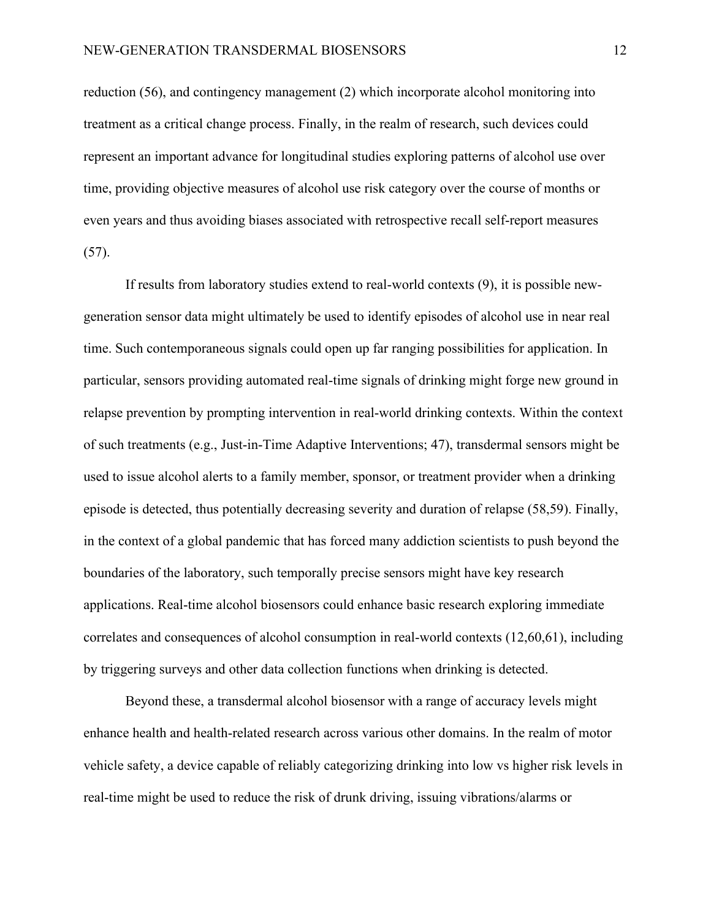reduction (56), and contingency management (2) which incorporate alcohol monitoring into treatment as a critical change process. Finally, in the realm of research, such devices could represent an important advance for longitudinal studies exploring patterns of alcohol use over time, providing objective measures of alcohol use risk category over the course of months or even years and thus avoiding biases associated with retrospective recall self-report measures (57).

If results from laboratory studies extend to real-world contexts (9), it is possible new-generation sensor data might ultimately be used to identify episodes of alcohol use in near real time. Such contemporaneous signals could open up far ranging possibilities for application. In particular, sensors providing automated real-time signals of drinking might forge new ground in relapse prevention by prompting intervention in real-world drinking contexts. Within the context of such treatments (e.g., Just-in-Time Adaptive Interventions; 47), transdermal sensors might be used to issue alcohol alerts to a family member, sponsor, or treatment provider when a drinking episode is detected, thus potentially decreasing severity and duration of relapse (58,59). Finally, in the context of a global pandemic that has forced many addiction scientists to push beyond the boundaries of the laboratory, such temporally precise sensors might have key research applications. Real-time alcohol biosensors could enhance basic research exploring immediate correlates and consequences of alcohol consumption in real-world contexts (12,60,61), including by triggering surveys and other data collection functions when drinking is detected.

Beyond these, a transdermal alcohol biosensor with a range of accuracy levels might enhance health and health-related research across various other domains. In the realm of motor vehicle safety, a device capable of reliably categorizing drinking into low vs higher risk levels in real-time might be used to reduce the risk of drunk driving, issuing vibrations/alarms or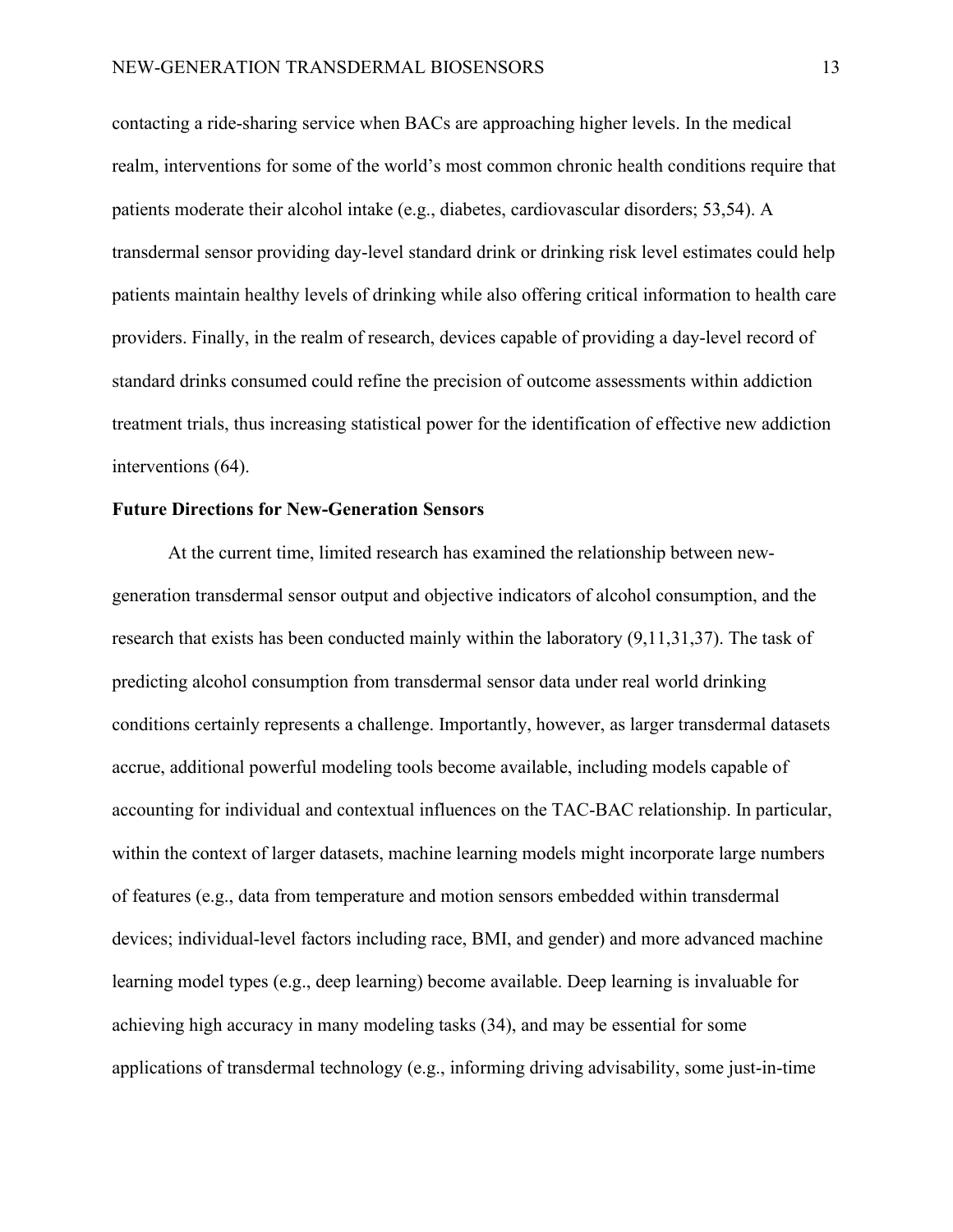contacting a ride-sharing service when BACs are approaching higher levels. In the medical realm, interventions for some of the world's most common chronic health conditions require that patients moderate their alcohol intake (e.g., diabetes, cardiovascular disorders; 53,54). A transdermal sensor providing day-level standard drink or drinking risk level estimates could help patients maintain healthy levels of drinking while also offering critical information to health care providers. Finally, in the realm of research, devices capable of providing a day-level record of standard drinks consumed could refine the precision of outcome assessments within addiction treatment trials, thus increasing statistical power for the identification of effective new addiction interventions (64).

**Future Directions for New-Generation Sensors**

At the current time, limited research has examined the relationship between new-generation transdermal sensor output and objective indicators of alcohol consumption, and the research that exists has been conducted mainly within the laboratory (9,11,31,37). The task of predicting alcohol consumption from transdermal sensor data under real world drinking conditions certainly represents a challenge. Importantly, however, as larger transdermal datasets accrue, additional powerful modeling tools become available, including models capable of accounting for individual and contextual influences on the TAC-BAC relationship. In particular, within the context of larger datasets, machine learning models might incorporate large numbers of features (e.g., data from temperature and motion sensors embedded within transdermal devices; individual-level factors including race, BMI, and gender) and more advanced machine learning model types (e.g., deep learning) become available. Deep learning is invaluable for achieving high accuracy in many modeling tasks (34), and may be essential for some applications of transdermal technology (e.g., informing driving advisability, some just-in-time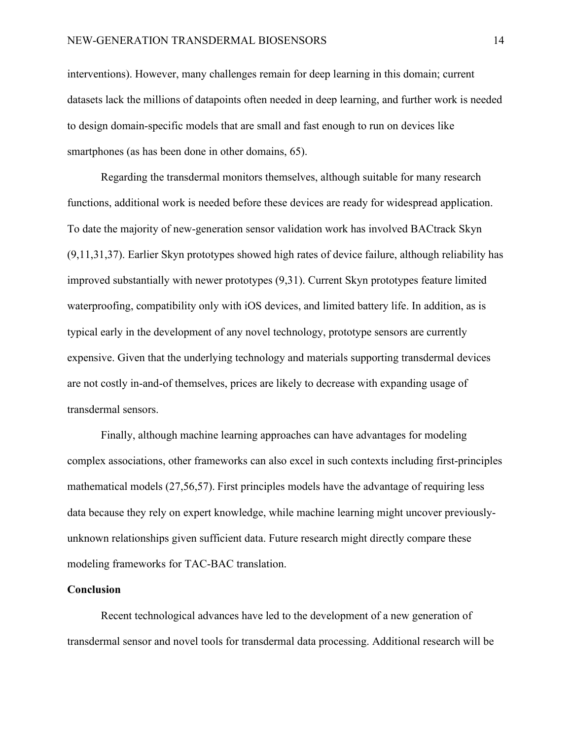interventions). However, many challenges remain for deep learning in this domain; current datasets lack the millions of datapoints often needed in deep learning, and further work is needed to design domain-specific models that are small and fast enough to run on devices like smartphones (as has been done in other domains, 65).

Regarding the transdermal monitors themselves, although suitable for many research functions, additional work is needed before these devices are ready for widespread application. To date the majority of new-generation sensor validation work has involved BACtrack Skyn (9,11,31,37). Earlier Skyn prototypes showed high rates of device failure, although reliability has improved substantially with newer prototypes (9,31). Current Skyn prototypes feature limited waterproofing, compatibility only with iOS devices, and limited battery life. In addition, as is typical early in the development of any novel technology, prototype sensors are currently expensive. Given that the underlying technology and materials supporting transdermal devices are not costly in-and-of themselves, prices are likely to decrease with expanding usage of transdermal sensors.

Finally, although machine learning approaches can have advantages for modeling complex associations, other frameworks can also excel in such contexts including first-principles mathematical models (27,56,57). First principles models have the advantage of requiring less data because they rely on expert knowledge, while machine learning might uncover previously-unknown relationships given sufficient data. Future research might directly compare these modeling frameworks for TAC-BAC translation.

## Conclusion

Recent technological advances have led to the development of a new generation of transdermal sensor and novel tools for transdermal data processing. Additional research will be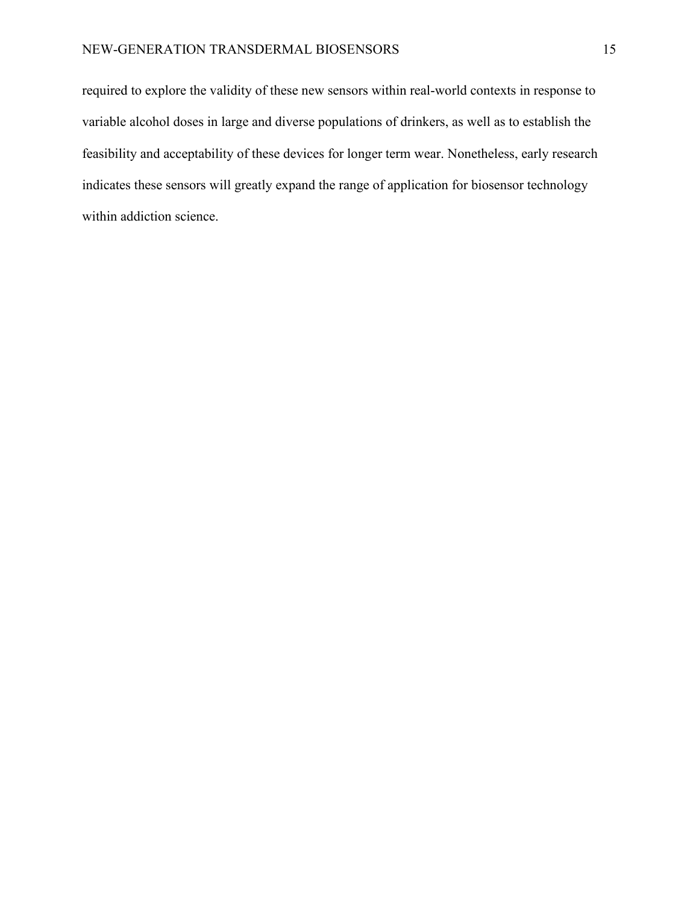required to explore the validity of these new sensors within real-world contexts in response to variable alcohol doses in large and diverse populations of drinkers, as well as to establish the feasibility and acceptability of these devices for longer term wear. Nonetheless, early research indicates these sensors will greatly expand the range of application for biosensor technology within addiction science.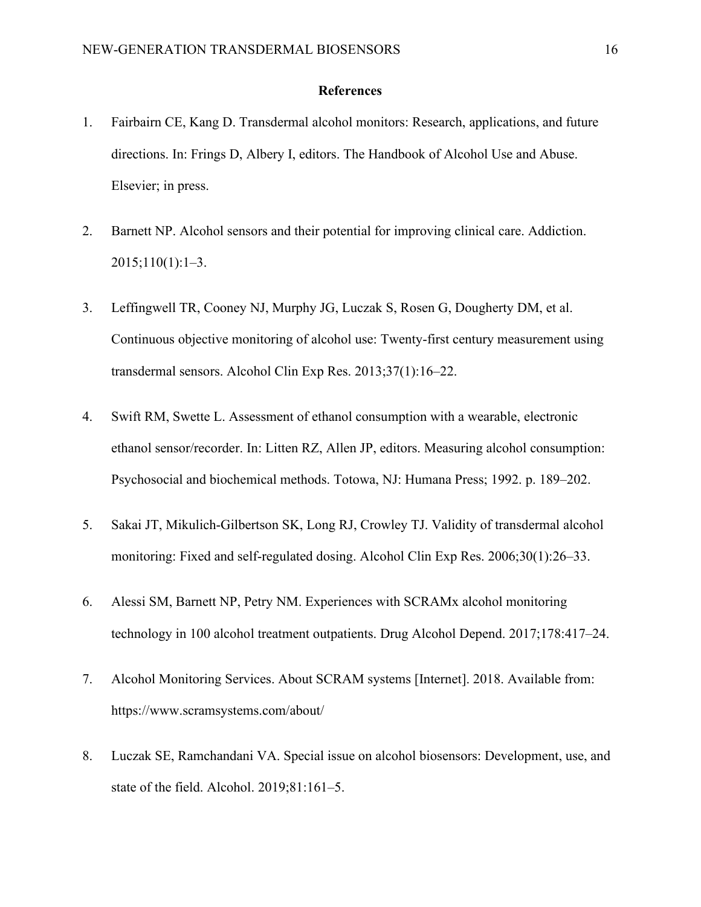## References

1. Fairbairn CE, Kang D. Transdermal alcohol monitors: Research, applications, and future directions. In: Frings D, Albery I, editors. The Handbook of Alcohol Use and Abuse. Elsevier; in press.

2. Barnett NP. Alcohol sensors and their potential for improving clinical care. Addiction. 2015;110(1):1–3.

3. Leffingwell TR, Cooney NJ, Murphy JG, Luczak S, Rosen G, Dougherty DM, et al. Continuous objective monitoring of alcohol use: Twenty-first century measurement using transdermal sensors. Alcohol Clin Exp Res. 2013;37(1):16–22.

4. Swift RM, Swette L. Assessment of ethanol consumption with a wearable, electronic ethanol sensor/recorder. In: Litten RZ, Allen JP, editors. Measuring alcohol consumption: Psychosocial and biochemical methods. Totowa, NJ: Humana Press; 1992. p. 189–202.

5. Sakai JT, Mikulich-Gilbertson SK, Long RJ, Crowley TJ. Validity of transdermal alcohol monitoring: Fixed and self-regulated dosing. Alcohol Clin Exp Res. 2006;30(1):26–33.

6. Alessi SM, Barnett NP, Petry NM. Experiences with SCRAMx alcohol monitoring technology in 100 alcohol treatment outpatients. Drug Alcohol Depend. 2017;178:417–24.

7. Alcohol Monitoring Services. About SCRAM systems [Internet]. 2018. Available from: https://www.scramsystems.com/about/

8. Luczak SE, Ramchandani VA. Special issue on alcohol biosensors: Development, use, and state of the field. Alcohol. 2019;81:161–5.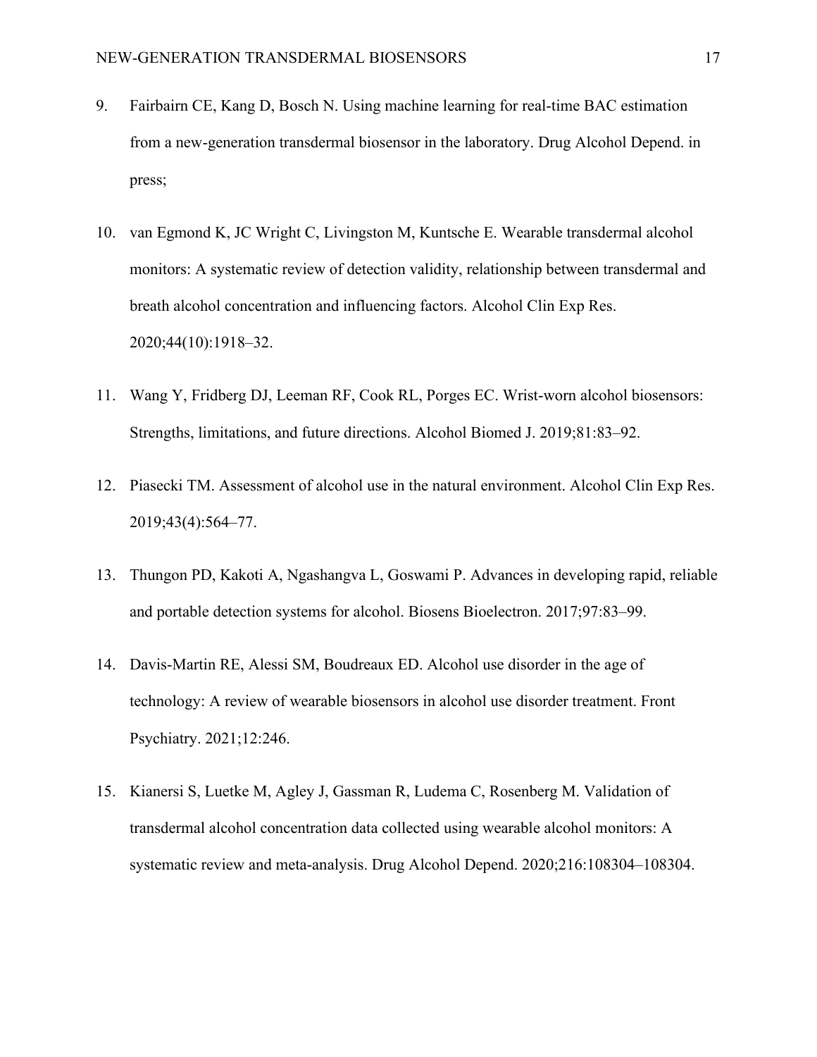9. Fairbairn CE, Kang D, Bosch N. Using machine learning for real-time BAC estimation from a new-generation transdermal biosensor in the laboratory. Drug Alcohol Depend. in press;

10. van Egmond K, JC Wright C, Livingston M, Kuntsche E. Wearable transdermal alcohol monitors: A systematic review of detection validity, relationship between transdermal and breath alcohol concentration and influencing factors. Alcohol Clin Exp Res. 2020;44(10):1918–32.

11. Wang Y, Fridberg DJ, Leeman RF, Cook RL, Porges EC. Wrist-worn alcohol biosensors: Strengths, limitations, and future directions. Alcohol Biomed J. 2019;81:83–92.

12. Piasecki TM. Assessment of alcohol use in the natural environment. Alcohol Clin Exp Res. 2019;43(4):564–77.

13. Thungon PD, Kakoti A, Ngashangva L, Goswami P. Advances in developing rapid, reliable and portable detection systems for alcohol. Biosens Bioelectron. 2017;97:83–99.

14. Davis-Martin RE, Alessi SM, Boudreaux ED. Alcohol use disorder in the age of technology: A review of wearable biosensors in alcohol use disorder treatment. Front Psychiatry. 2021;12:246.

15. Kianersi S, Luetke M, Agley J, Gassman R, Ludema C, Rosenberg M. Validation of transdermal alcohol concentration data collected using wearable alcohol monitors: A systematic review and meta-analysis. Drug Alcohol Depend. 2020;216:108304–108304.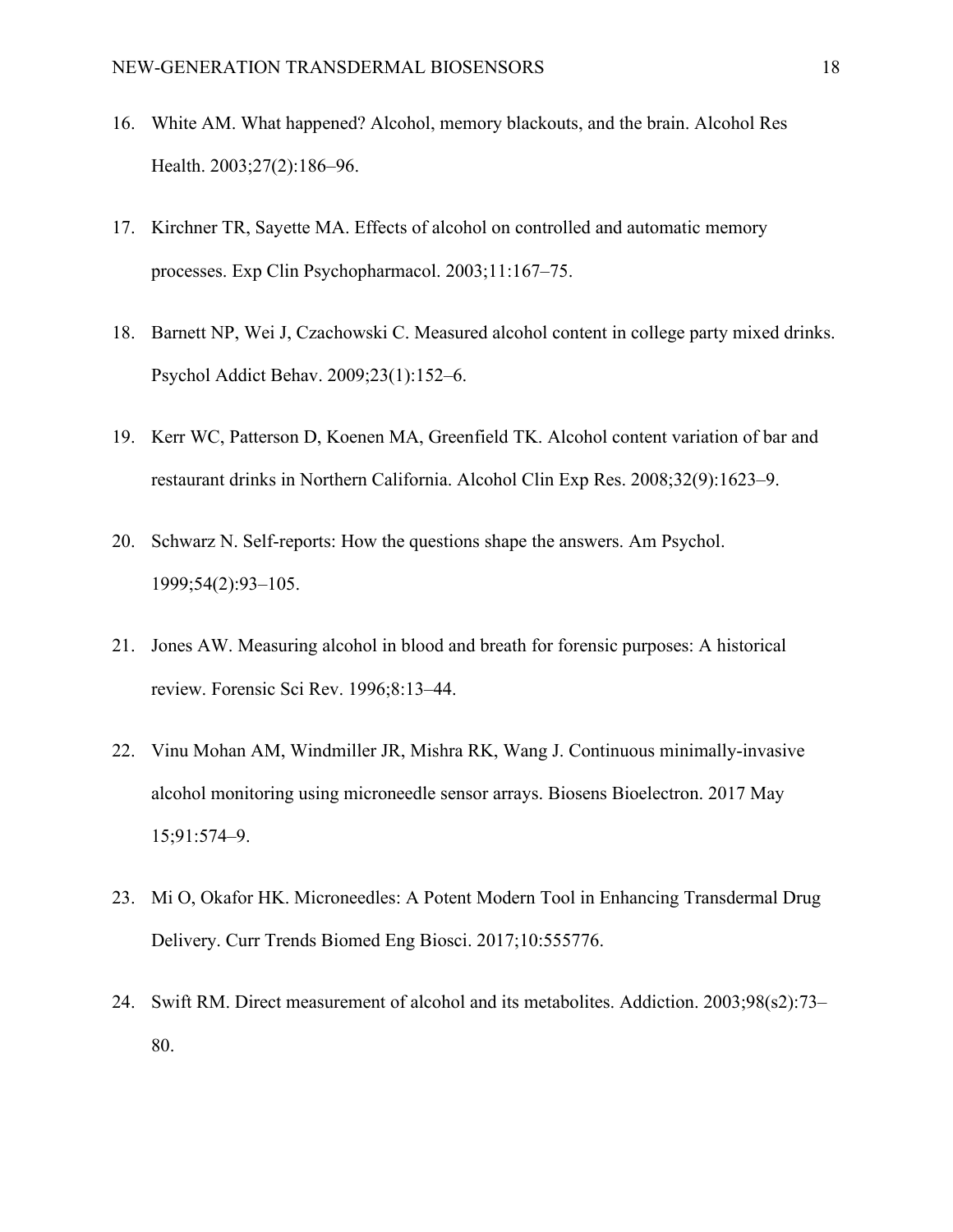16. White AM. What happened? Alcohol, memory blackouts, and the brain. Alcohol Res Health. 2003;27(2):186–96.

17. Kirchner TR, Sayette MA. Effects of alcohol on controlled and automatic memory processes. Exp Clin Psychopharmacol. 2003;11:167–75.

18. Barnett NP, Wei J, Czachowski C. Measured alcohol content in college party mixed drinks. Psychol Addict Behav. 2009;23(1):152–6.

19. Kerr WC, Patterson D, Koenen MA, Greenfield TK. Alcohol content variation of bar and restaurant drinks in Northern California. Alcohol Clin Exp Res. 2008;32(9):1623–9.

20. Schwarz N. Self-reports: How the questions shape the answers. Am Psychol. 1999;54(2):93–105.

21. Jones AW. Measuring alcohol in blood and breath for forensic purposes: A historical review. Forensic Sci Rev. 1996;8:13–44.

22. Vinu Mohan AM, Windmiller JR, Mishra RK, Wang J. Continuous minimally-invasive alcohol monitoring using microneedle sensor arrays. Biosens Bioelectron. 2017 May 15;91:574–9.

23. Mi O, Okafor HK. Microneedles: A Potent Modern Tool in Enhancing Transdermal Drug Delivery. Curr Trends Biomed Eng Biosci. 2017;10:555776.

24. Swift RM. Direct measurement of alcohol and its metabolites. Addiction. 2003;98(s2):73–80.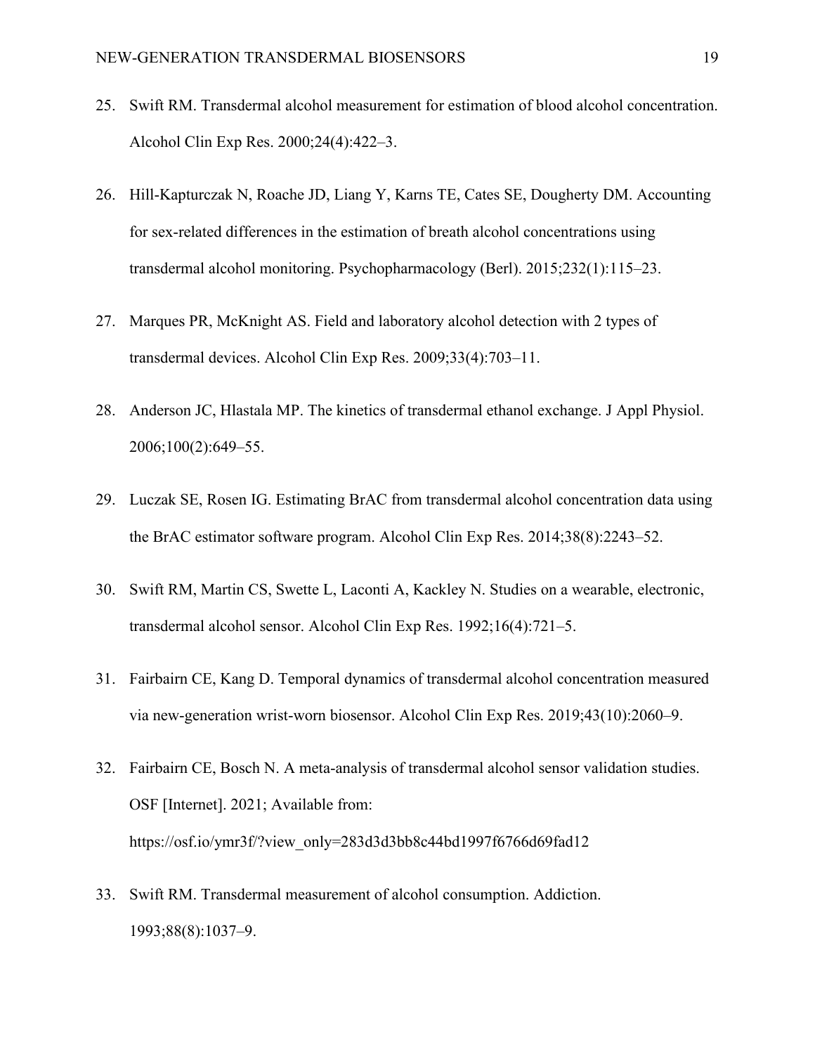25. Swift RM. Transdermal alcohol measurement for estimation of blood alcohol concentration. Alcohol Clin Exp Res. 2000;24(4):422–3.

26. Hill-Kapturczak N, Roache JD, Liang Y, Karns TE, Cates SE, Dougherty DM. Accounting for sex-related differences in the estimation of breath alcohol concentrations using transdermal alcohol monitoring. Psychopharmacology (Berl). 2015;232(1):115–23.

27. Marques PR, McKnight AS. Field and laboratory alcohol detection with 2 types of transdermal devices. Alcohol Clin Exp Res. 2009;33(4):703–11.

28. Anderson JC, Hlastala MP. The kinetics of transdermal ethanol exchange. J Appl Physiol. 2006;100(2):649–55.

29. Luczak SE, Rosen IG. Estimating BrAC from transdermal alcohol concentration data using the BrAC estimator software program. Alcohol Clin Exp Res. 2014;38(8):2243–52.

30. Swift RM, Martin CS, Swette L, Laconti A, Kackley N. Studies on a wearable, electronic, transdermal alcohol sensor. Alcohol Clin Exp Res. 1992;16(4):721–5.

31. Fairbairn CE, Kang D. Temporal dynamics of transdermal alcohol concentration measured via new-generation wrist-worn biosensor. Alcohol Clin Exp Res. 2019;43(10):2060–9.

32. Fairbairn CE, Bosch N. A meta-analysis of transdermal alcohol sensor validation studies. OSF [Internet]. 2021; Available from: https://osf.io/ymr3f/?view_only=283d3d3bb8c44bd1997f6766d69fad12

33. Swift RM. Transdermal measurement of alcohol consumption. Addiction. 1993;88(8):1037–9.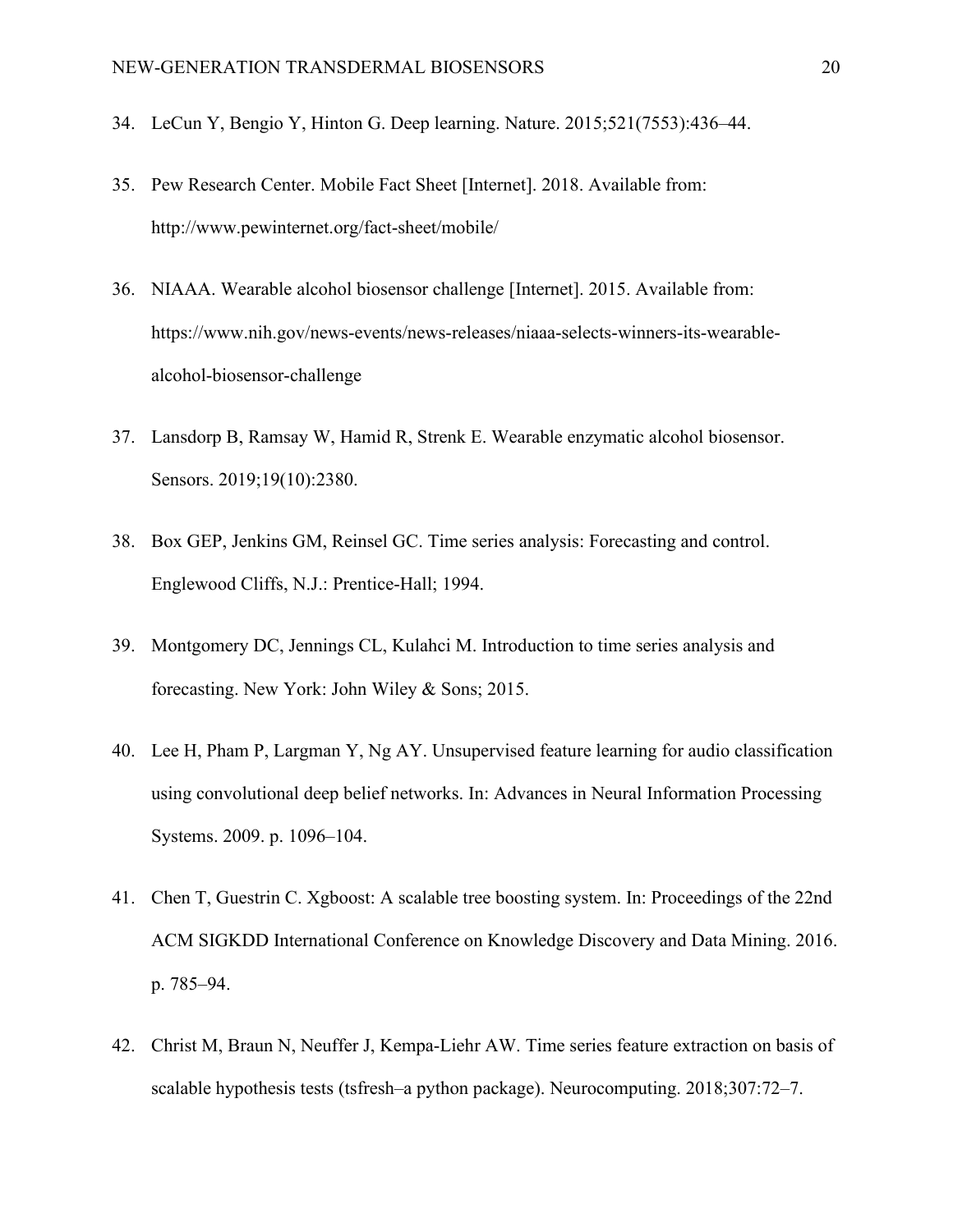34. LeCun Y, Bengio Y, Hinton G. Deep learning. Nature. 2015;521(7553):436–44.

35. Pew Research Center. Mobile Fact Sheet [Internet]. 2018. Available from: http://www.pewinternet.org/fact-sheet/mobile/

36. NIAAA. Wearable alcohol biosensor challenge [Internet]. 2015. Available from: https://www.nih.gov/news-events/news-releases/niaaa-selects-winners-its-wearable-alcohol-biosensor-challenge

37. Lansdorp B, Ramsay W, Hamid R, Strenk E. Wearable enzymatic alcohol biosensor. Sensors. 2019;19(10):2380.

38. Box GEP, Jenkins GM, Reinsel GC. Time series analysis: Forecasting and control. Englewood Cliffs, N.J.: Prentice-Hall; 1994.

39. Montgomery DC, Jennings CL, Kulahci M. Introduction to time series analysis and forecasting. New York: John Wiley & Sons; 2015.

40. Lee H, Pham P, Largman Y, Ng AY. Unsupervised feature learning for audio classification using convolutional deep belief networks. In: Advances in Neural Information Processing Systems. 2009. p. 1096–104.

41. Chen T, Guestrin C. Xgboost: A scalable tree boosting system. In: Proceedings of the 22nd ACM SIGKDD International Conference on Knowledge Discovery and Data Mining. 2016. p. 785–94.

42. Christ M, Braun N, Neuffer J, Kempa-Liehr AW. Time series feature extraction on basis of scalable hypothesis tests (tsfresh–a python package). Neurocomputing. 2018;307:72–7.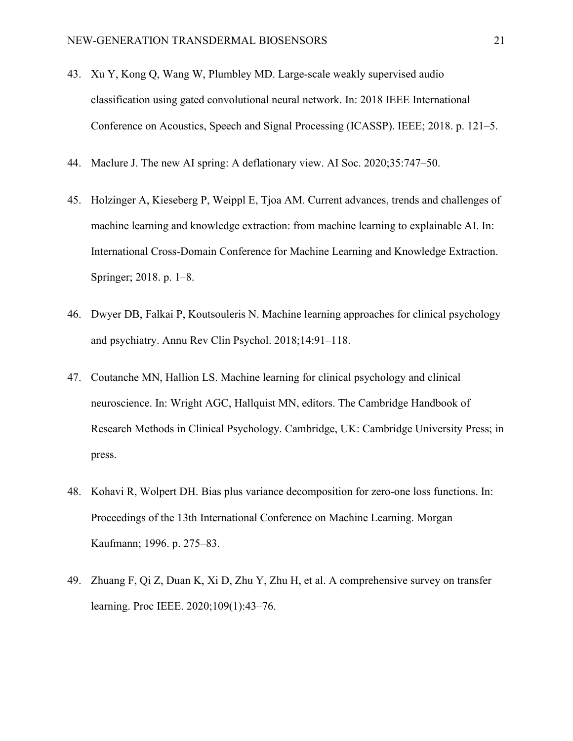43. Xu Y, Kong Q, Wang W, Plumbley MD. Large-scale weakly supervised audio classification using gated convolutional neural network. In: 2018 IEEE International Conference on Acoustics, Speech and Signal Processing (ICASSP). IEEE; 2018. p. 121–5.

44. Maclure J. The new AI spring: A deflationary view. AI Soc. 2020;35:747–50.

45. Holzinger A, Kieseberg P, Weippl E, Tjoa AM. Current advances, trends and challenges of machine learning and knowledge extraction: from machine learning to explainable AI. In: International Cross-Domain Conference for Machine Learning and Knowledge Extraction. Springer; 2018. p. 1–8.

46. Dwyer DB, Falkai P, Koutsouleris N. Machine learning approaches for clinical psychology and psychiatry. Annu Rev Clin Psychol. 2018;14:91–118.

47. Coutanche MN, Hallion LS. Machine learning for clinical psychology and clinical neuroscience. In: Wright AGC, Hallquist MN, editors. The Cambridge Handbook of Research Methods in Clinical Psychology. Cambridge, UK: Cambridge University Press; in press.

48. Kohavi R, Wolpert DH. Bias plus variance decomposition for zero-one loss functions. In: Proceedings of the 13th International Conference on Machine Learning. Morgan Kaufmann; 1996. p. 275–83.

49. Zhuang F, Qi Z, Duan K, Xi D, Zhu Y, Zhu H, et al. A comprehensive survey on transfer learning. Proc IEEE. 2020;109(1):43–76.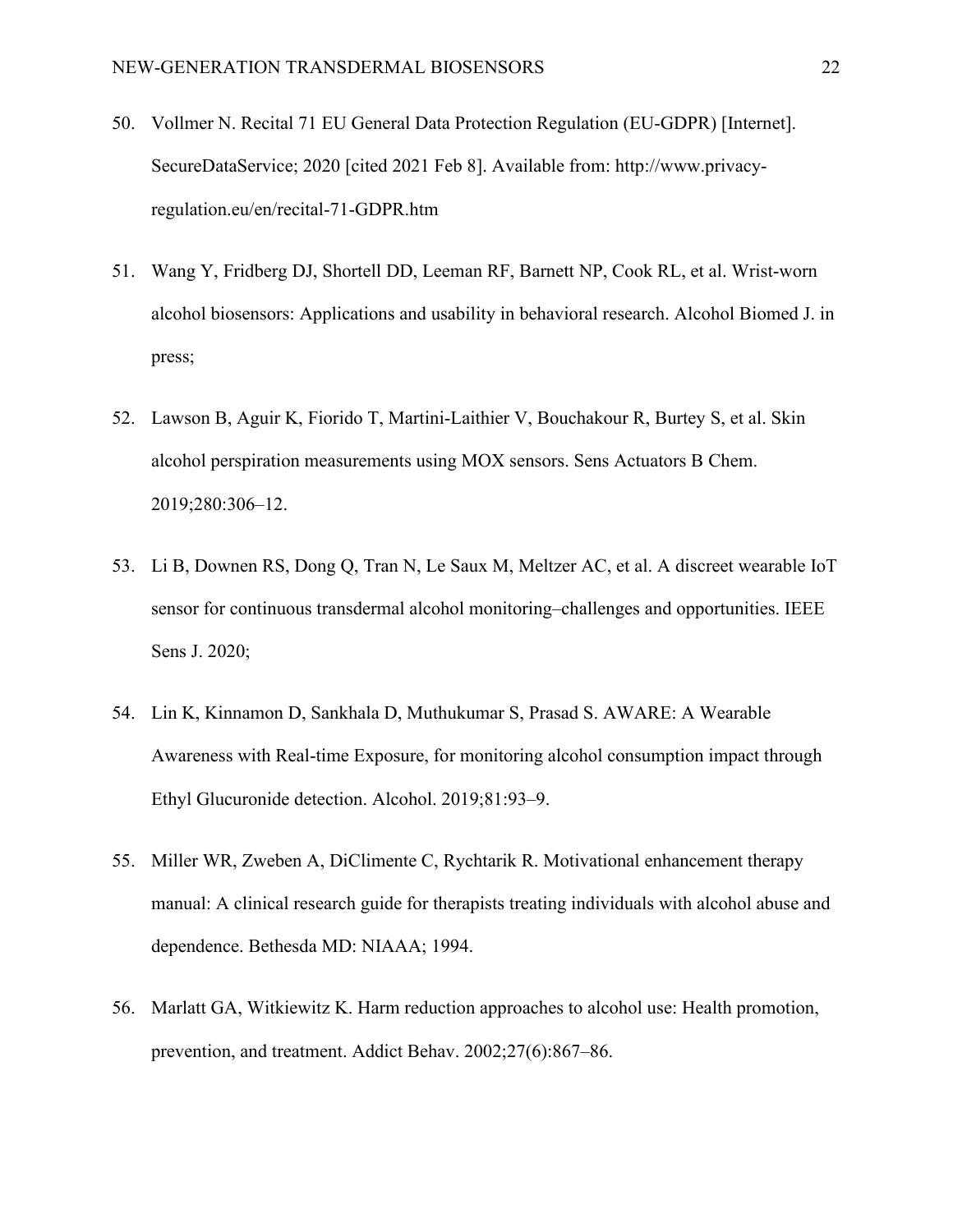50. Vollmer N. Recital 71 EU General Data Protection Regulation (EU-GDPR) [Internet]. SecureDataService; 2020 [cited 2021 Feb 8]. Available from: http://www.privacy-regulation.eu/en/recital-71-GDPR.htm

51. Wang Y, Fridberg DJ, Shortell DD, Leeman RF, Barnett NP, Cook RL, et al. Wrist-worn alcohol biosensors: Applications and usability in behavioral research. Alcohol Biomed J. in press;

52. Lawson B, Aguir K, Fiorido T, Martini-Laithier V, Bouchakour R, Burtey S, et al. Skin alcohol perspiration measurements using MOX sensors. Sens Actuators B Chem. 2019;280:306–12.

53. Li B, Downen RS, Dong Q, Tran N, Le Saux M, Meltzer AC, et al. A discreet wearable IoT sensor for continuous transdermal alcohol monitoring–challenges and opportunities. IEEE Sens J. 2020;

54. Lin K, Kinnamon D, Sankhala D, Muthukumar S, Prasad S. AWARE: A Wearable Awareness with Real-time Exposure, for monitoring alcohol consumption impact through Ethyl Glucuronide detection. Alcohol. 2019;81:93–9.

55. Miller WR, Zweben A, DiClimente C, Rychtarik R. Motivational enhancement therapy manual: A clinical research guide for therapists treating individuals with alcohol abuse and dependence. Bethesda MD: NIAAA; 1994.

56. Marlatt GA, Witkiewitz K. Harm reduction approaches to alcohol use: Health promotion, prevention, and treatment. Addict Behav. 2002;27(6):867–86.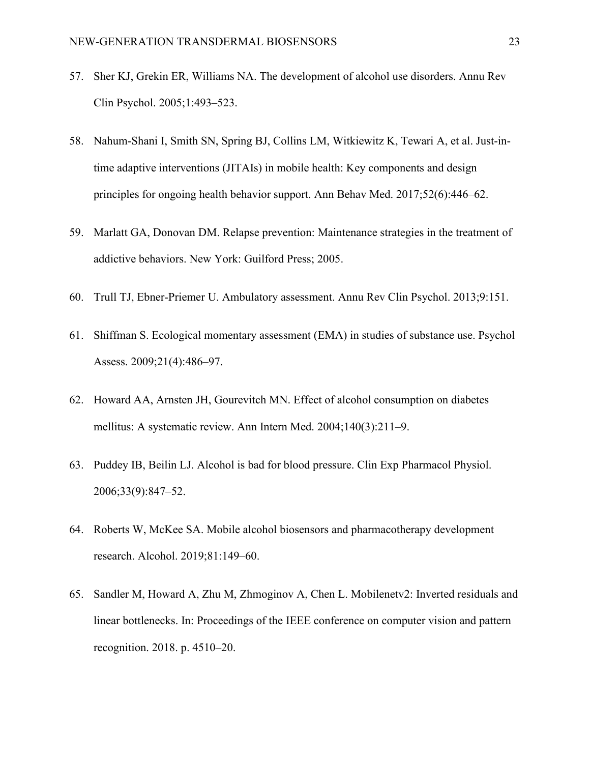57. Sher KJ, Grekin ER, Williams NA. The development of alcohol use disorders. Annu Rev Clin Psychol. 2005;1:493–523.

58. Nahum-Shani I, Smith SN, Spring BJ, Collins LM, Witkiewitz K, Tewari A, et al. Just-in-time adaptive interventions (JITAIs) in mobile health: Key components and design principles for ongoing health behavior support. Ann Behav Med. 2017;52(6):446–62.

59. Marlatt GA, Donovan DM. Relapse prevention: Maintenance strategies in the treatment of addictive behaviors. New York: Guilford Press; 2005.

60. Trull TJ, Ebner-Priemer U. Ambulatory assessment. Annu Rev Clin Psychol. 2013;9:151.

61. Shiffman S. Ecological momentary assessment (EMA) in studies of substance use. Psychol Assess. 2009;21(4):486–97.

62. Howard AA, Arnsten JH, Gourevitch MN. Effect of alcohol consumption on diabetes mellitus: A systematic review. Ann Intern Med. 2004;140(3):211–9.

63. Puddey IB, Beilin LJ. Alcohol is bad for blood pressure. Clin Exp Pharmacol Physiol. 2006;33(9):847–52.

64. Roberts W, McKee SA. Mobile alcohol biosensors and pharmacotherapy development research. Alcohol. 2019;81:149–60.

65. Sandler M, Howard A, Zhu M, Zhmoginov A, Chen L. Mobilenetv2: Inverted residuals and linear bottlenecks. In: Proceedings of the IEEE conference on computer vision and pattern recognition. 2018. p. 4510–20.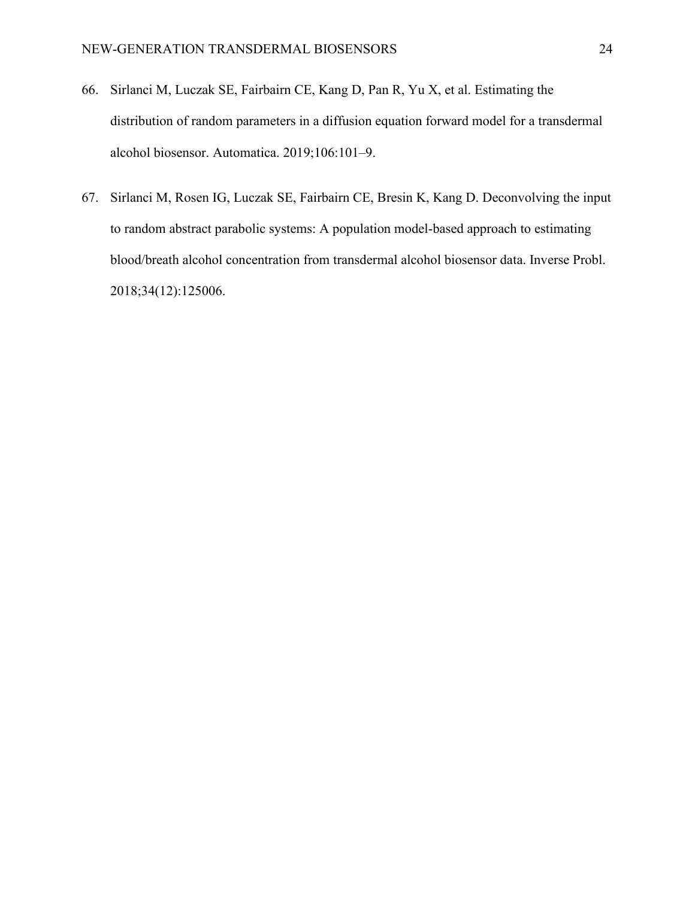66. Sirlanci M, Luczak SE, Fairbairn CE, Kang D, Pan R, Yu X, et al. Estimating the distribution of random parameters in a diffusion equation forward model for a transdermal alcohol biosensor. Automatica. 2019;106:101–9.

67. Sirlanci M, Rosen IG, Luczak SE, Fairbairn CE, Bresin K, Kang D. Deconvolving the input to random abstract parabolic systems: A population model-based approach to estimating blood/breath alcohol concentration from transdermal alcohol biosensor data. Inverse Probl. 2018;34(12):125006.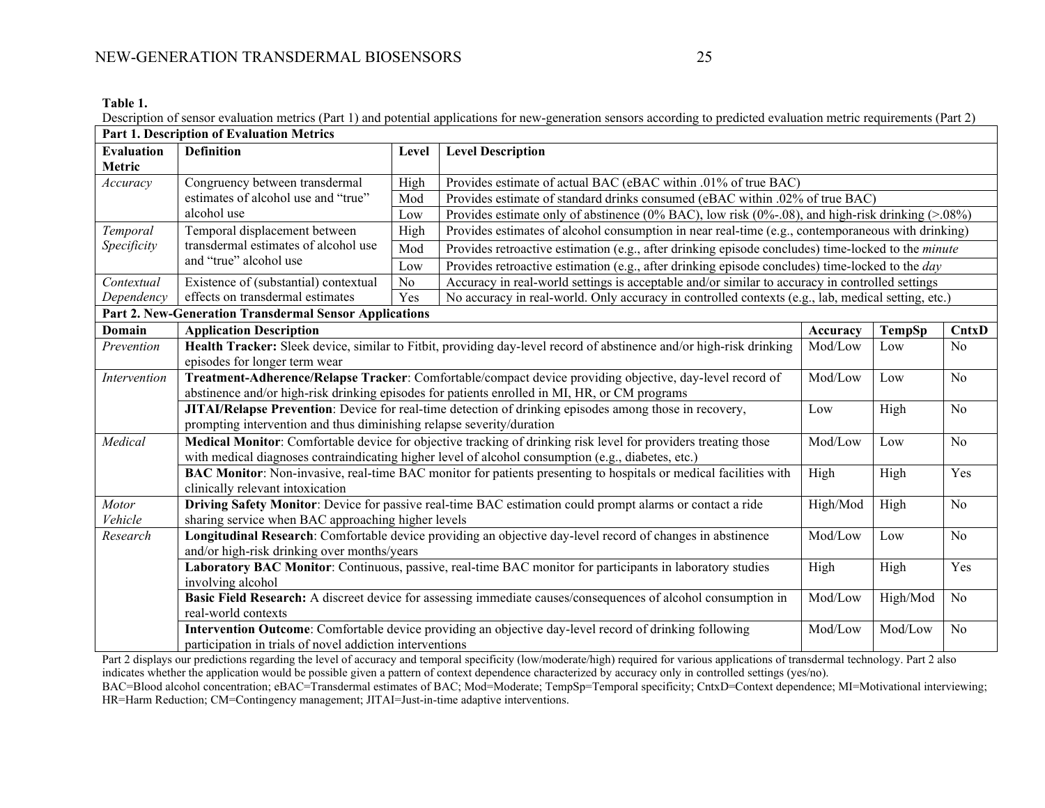**Table 1.**

Description of sensor evaluation metrics (Part 1) and potential applications for new-generation sensors according to predicted evaluation metric requirements (Part 2)

**Part 1. Description of Evaluation Metrics**

| **Evaluation Metric** | **Definition** | **Level** | **Level Description** |
|---|---|---|---|
| *Accuracy* | Congruency between transdermal estimates of alcohol use and "true" alcohol use | High | Provides estimate of actual BAC (eBAC within .01% of true BAC) |
| | | Mod | Provides estimate of standard drinks consumed (eBAC within .02% of true BAC) |
| | | Low | Provides estimate only of abstinence (0% BAC), low risk (0%-.08), and high-risk drinking (>.08%) |
| *Temporal Specificity* | Temporal displacement between transdermal estimates of alcohol use and "true" alcohol use | High | Provides estimates of alcohol consumption in near real-time (e.g., contemporaneous with drinking) |
| | | Mod | Provides retroactive estimation (e.g., after drinking episode concludes) time-locked to the *minute* |
| | | Low | Provides retroactive estimation (e.g., after drinking episode concludes) time-locked to the *day* |
| *Contextual Dependency* | Existence of (substantial) contextual effects on transdermal estimates | No | Accuracy in real-world settings is acceptable and/or similar to accuracy in controlled settings |
| | | Yes | No accuracy in real-world. Only accuracy in controlled contexts (e.g., lab, medical setting, etc.) |

**Part 2. New-Generation Transdermal Sensor Applications**

| **Domain** | **Application Description** | **Accuracy** | **TempSp** | **CntxD** |
|---|---|---|---|---|
| *Prevention* | **Health Tracker:** Sleek device, similar to Fitbit, providing day-level record of abstinence and/or high-risk drinking episodes for longer term wear | Mod/Low | Low | No |
| *Intervention* | **Treatment-Adherence/Relapse Tracker**: Comfortable/compact device providing objective, day-level record of abstinence and/or high-risk drinking episodes for patients enrolled in MI, HR, or CM programs | Mod/Low | Low | No |
| | **JITAI/Relapse Prevention**: Device for real-time detection of drinking episodes among those in recovery, prompting intervention and thus diminishing relapse severity/duration | Low | High | No |
| *Medical* | **Medical Monitor**: Comfortable device for objective tracking of drinking risk level for providers treating those with medical diagnoses contraindicating higher level of alcohol consumption (e.g., diabetes, etc.) | Mod/Low | Low | No |
| | **BAC Monitor**: Non-invasive, real-time BAC monitor for patients presenting to hospitals or medical facilities with clinically relevant intoxication | High | High | Yes |
| *Motor Vehicle* | **Driving Safety Monitor**: Device for passive real-time BAC estimation could prompt alarms or contact a ride sharing service when BAC approaching higher levels | High/Mod | High | No |
| *Research* | **Longitudinal Research**: Comfortable device providing an objective day-level record of changes in abstinence and/or high-risk drinking over months/years | Mod/Low | Low | No |
| | **Laboratory BAC Monitor**: Continuous, passive, real-time BAC monitor for participants in laboratory studies involving alcohol | High | High | Yes |
| | **Basic Field Research:** A discreet device for assessing immediate causes/consequences of alcohol consumption in real-world contexts | Mod/Low | High/Mod | No |
| | **Intervention Outcome**: Comfortable device providing an objective day-level record of drinking following participation in trials of novel addiction interventions | Mod/Low | Mod/Low | No |

Part 2 displays our predictions regarding the level of accuracy and temporal specificity (low/moderate/high) required for various applications of transdermal technology. Part 2 also indicates whether the application would be possible given a pattern of context dependence characterized by accuracy only in controlled settings (yes/no).

BAC=Blood alcohol concentration; eBAC=Transdermal estimates of BAC; Mod=Moderate; TempSp=Temporal specificity; CntxD=Context dependence; MI=Motivational interviewing; HR=Harm Reduction; CM=Contingency management; JITAI=Just-in-time adaptive interventions.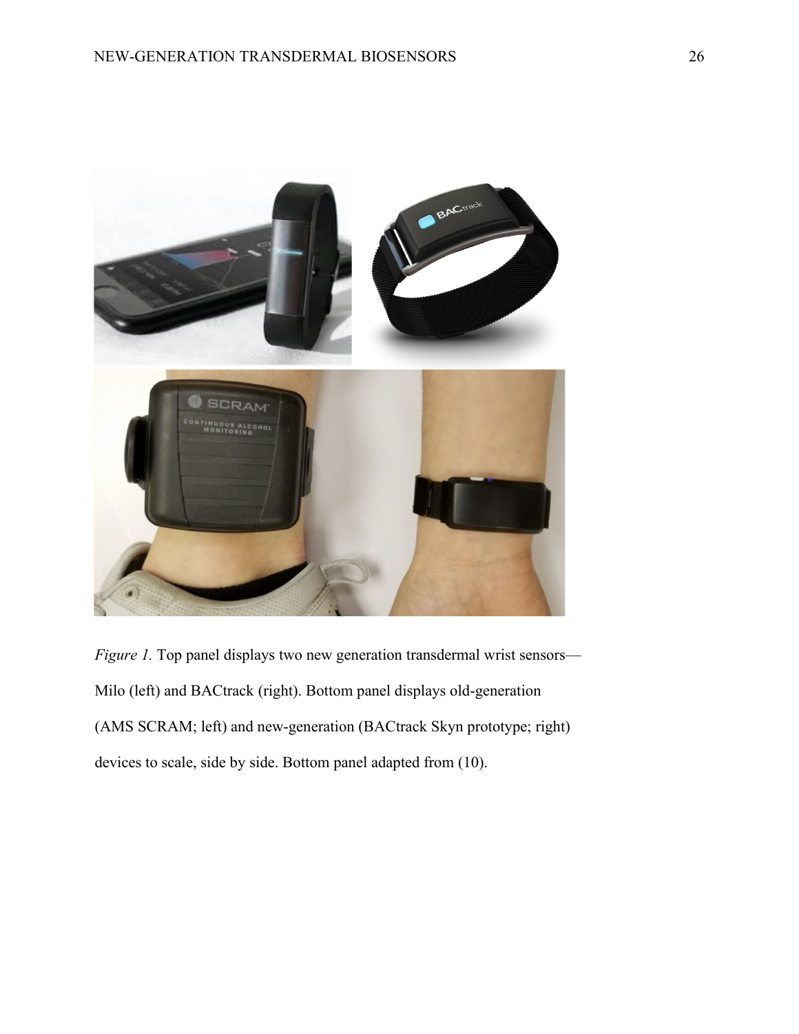*Figure 1.* Top panel displays two new generation transdermal wrist sensors—Milo (left) and BACtrack (right). Bottom panel displays old-generation (AMS SCRAM; left) and new-generation (BACtrack Skyn prototype; right) devices to scale, side by side. Bottom panel adapted from (10).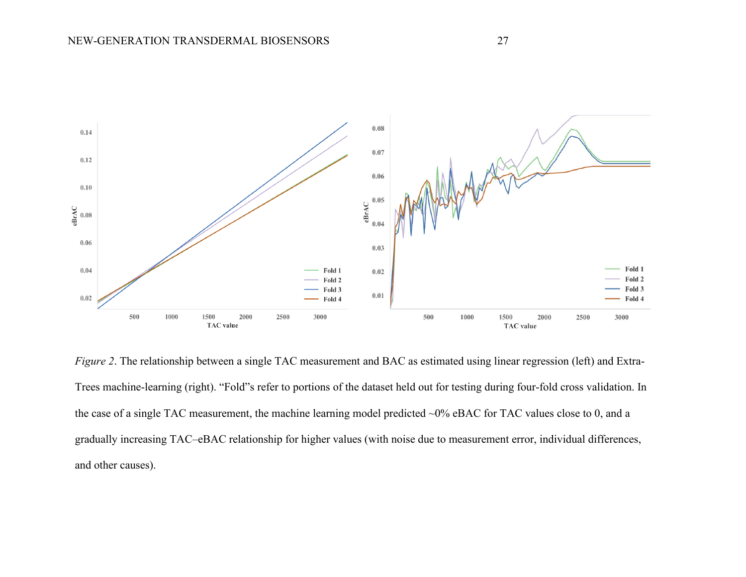0.14
0.12
0.10
0.08
0.06
0.04
0.02
eBrAC
500 1000 1500 2000 2500 3000
TAC value
Fold 1
Fold 2
Fold 3
Fold 4

0.08
0.07
0.06
0.05
0.04
0.03
0.02
0.01
eBrAC
500 1000 1500 2000 2500 3000
TAC value
Fold 1
Fold 2
Fold 3
Fold 4

*Figure 2*. The relationship between a single TAC measurement and BAC as estimated using linear regression (left) and Extra-Trees machine-learning (right). "Fold"s refer to portions of the dataset held out for testing during four-fold cross validation. In the case of a single TAC measurement, the machine learning model predicted ~0% eBAC for TAC values close to 0, and a gradually increasing TAC–eBAC relationship for higher values (with noise due to measurement error, individual differences, and other causes).